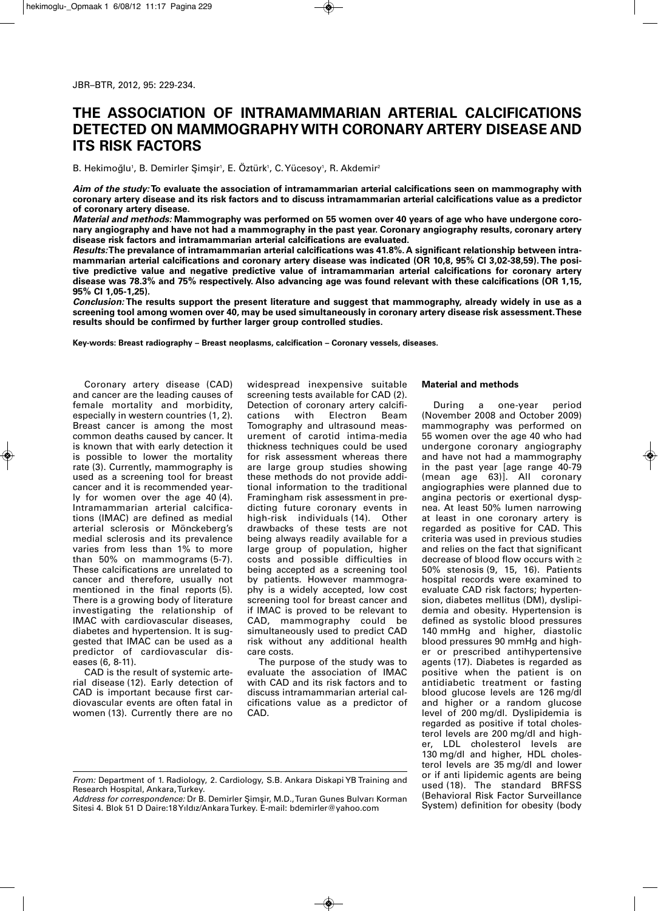# THE ASSOCIATION OF INTRAMAMMARIAN ARTERIAL CALCIFICATIONS DETECTED ON MAMMOGRAPHY WITH CORONARY ARTERY DISEASE AND ITS RISK FACTORS

B. Hekimoğlu[1], B. Demirler Şimşir[1], E. Öztürk[1], C. Yücesoy[1], R. Akdemir[2]

***Aim of the study:*** **To evaluate the association of intramammarian arterial calcifications seen on mammography with coronary artery disease and its risk factors and to discuss intramammarian arterial calcifications value as a predictor of coronary artery disease.**

***Material and methods:*** **Mammography was performed on 55 women over 40 years of age who have undergone coronary angiography and have not had a mammography in the past year. Coronary angiography results, coronary artery disease risk factors and intramammarian arterial calcifications are evaluated.**

***Results:*** **The prevalance of intramammarian arterial calcifications was 41.8%. A significant relationship between intramammarian arterial calcifications and coronary artery disease was indicated (OR 10,8, 95% CI 3,02-38,59). The positive predictive value and negative predictive value of intramammarian arterial calcifications for coronary artery disease was 78.3% and 75% respectively. Also advancing age was found relevant with these calcifications (OR 1,15, 95% CI 1,05-1,25).**

***Conclusion:*** **The results support the present literature and suggest that mammography, already widely in use as a screening tool among women over 40, may be used simultaneously in coronary artery disease risk assessment. These results should be confirmed by further larger group controlled studies.**

**Key-words: Breast radiography – Breast neoplasms, calcification – Coronary vessels, diseases.**

Coronary artery disease (CAD) and cancer are the leading causes of female mortality and morbidity, especially in western countries (1, 2). Breast cancer is among the most common deaths caused by cancer. It is known that with early detection it is possible to lower the mortality rate (3). Currently, mammography is used as a screening tool for breast cancer and it is recommended yearly for women over the age 40 (4). Intramammarian arterial calcifications (IMAC) are defined as medial arterial sclerosis or Mönckeberg's medial sclerosis and its prevalence varies from less than 1% to more than 50% on mammograms (5-7). These calcifications are unrelated to cancer and therefore, usually not mentioned in the final reports (5). There is a growing body of literature investigating the relationship of IMAC with cardiovascular diseases, diabetes and hypertension. It is suggested that IMAC can be used as a predictor of cardiovascular diseases (6, 8-11).

CAD is the result of systemic arterial disease (12). Early detection of CAD is important because first cardiovascular events are often fatal in women (13). Currently there are no widespread inexpensive suitable screening tests available for CAD (2). Detection of coronary artery calcifications with Electron Beam Tomography and ultrasound measurement of carotid intima-media thickness techniques could be used for risk assessment whereas there are large group studies showing these methods do not provide additional information to the traditional Framingham risk assessment in predicting future coronary events in high-risk individuals (14). Other drawbacks of these tests are not being always readily available for a large group of population, higher costs and possible difficulties in being accepted as a screening tool by patients. However mammography is a widely accepted, low cost screening tool for breast cancer and if IMAC is proved to be relevant to CAD, mammography could be simultaneously used to predict CAD risk without any additional health care costs.

The purpose of the study was to evaluate the association of IMAC with CAD and its risk factors and to discuss intramammarian arterial calcifications value as a predictor of CAD.

## Material and methods

During a one-year period (November 2008 and October 2009) mammography was performed on 55 women over the age 40 who had undergone coronary angiography and have not had a mammography in the past year [age range 40-79 (mean age 63)]. All coronary angiographies were planned due to angina pectoris or exertional dyspnea. At least 50% lumen narrowing at least in one coronary artery is regarded as positive for CAD. This criteria was used in previous studies and relies on the fact that significant decrease of blood flow occurs with ≥ 50% stenosis (9, 15, 16). Patients hospital records were examined to evaluate CAD risk factors; hypertension, diabetes mellitus (DM), dyslipidemia and obesity. Hypertension is defined as systolic blood pressures 140 mmHg and higher, diastolic blood pressures 90 mmHg and higher or prescribed antihypertensive agents (17). Diabetes is regarded as positive when the patient is on antidiabetic treatment or fasting blood glucose levels are 126 mg/dl and higher or a random glucose level of 200 mg/dl. Dyslipidemia is regarded as positive if total cholesterol levels are 200 mg/dl and higher, LDL cholesterol levels are 130 mg/dl and higher, HDL cholesterol levels are 35 mg/dl and lower or if anti lipidemic agents are being used (18). The standard BRFSS (Behavioral Risk Factor Surveillance System) definition for obesity (body

*From:* Department of 1. Radiology, 2. Cardiology, S.B. Ankara Diskapi YB Training and Research Hospital, Ankara, Turkey.
*Address for correspondence:* Dr B. Demirler Şimşir, M.D., Turan Gunes Bulvarı Korman Sitesi 4. Blok 51 D Daire:18 Yıldız/Ankara Turkey. E-mail: bdemirler@yahoo.com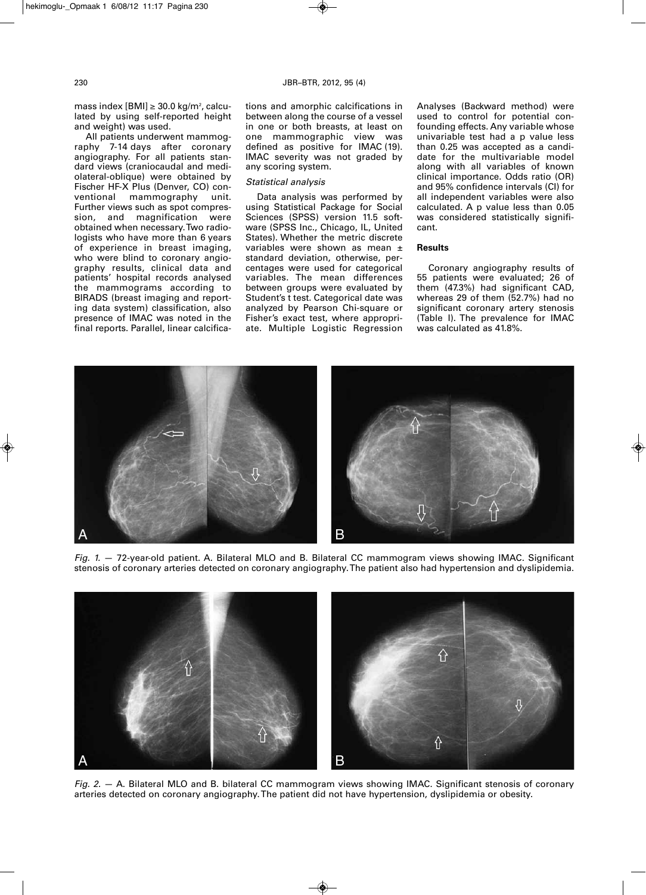mass index [BMI] ≥ 30.0 kg/m$^2$, calculated by using self-reported height and weight) was used.

All patients underwent mammography 7-14 days after coronary angiography. For all patients standard views (craniocaudal and mediolateral-oblique) were obtained by Fischer HF-X Plus (Denver, CO) conventional mammography unit. Further views such as spot compression, and magnification were obtained when necessary. Two radiologists who have more than 6 years of experience in breast imaging, who were blind to coronary angiography results, clinical data and patients' hospital records analysed the mammograms according to BIRADS (breast imaging and reporting data system) classification, also presence of IMAC was noted in the final reports. Parallel, linear calcifications and amorphic calcifications in between along the course of a vessel in one or both breasts, at least on one mammographic view was defined as positive for IMAC (19). IMAC severity was not graded by any scoring system.

### *Statistical analysis*

Data analysis was performed by using Statistical Package for Social Sciences (SPSS) version 11.5 software (SPSS Inc., Chicago, IL, United States). Whether the metric discrete variables were shown as mean ± standard deviation, otherwise, percentages were used for categorical variables. The mean differences between groups were evaluated by Student's t test. Categorical date was analyzed by Pearson Chi-square or Fisher's exact test, where appropriate. Multiple Logistic Regression Analyses (Backward method) were used to control for potential confounding effects. Any variable whose univariable test had a p value less than 0.25 was accepted as a candidate for the multivariable model along with all variables of known clinical importance. Odds ratio (OR) and 95% confidence intervals (CI) for all independent variables were also calculated. A p value less than 0.05 was considered statistically significant.

## Results

Coronary angiography results of 55 patients were evaluated; 26 of them (47.3%) had significant CAD, whereas 29 of them (52.7%) had no significant coronary artery stenosis (Table I). The prevalence for IMAC was calculated as 41.8%.

*Fig. 1.* — 72-year-old patient. A. Bilateral MLO and B. Bilateral CC mammogram views showing IMAC. Significant stenosis of coronary arteries detected on coronary angiography. The patient also had hypertension and dyslipidemia.

*Fig. 2.* — A. Bilateral MLO and B. bilateral CC mammogram views showing IMAC. Significant stenosis of coronary arteries detected on coronary angiography. The patient did not have hypertension, dyslipidemia or obesity.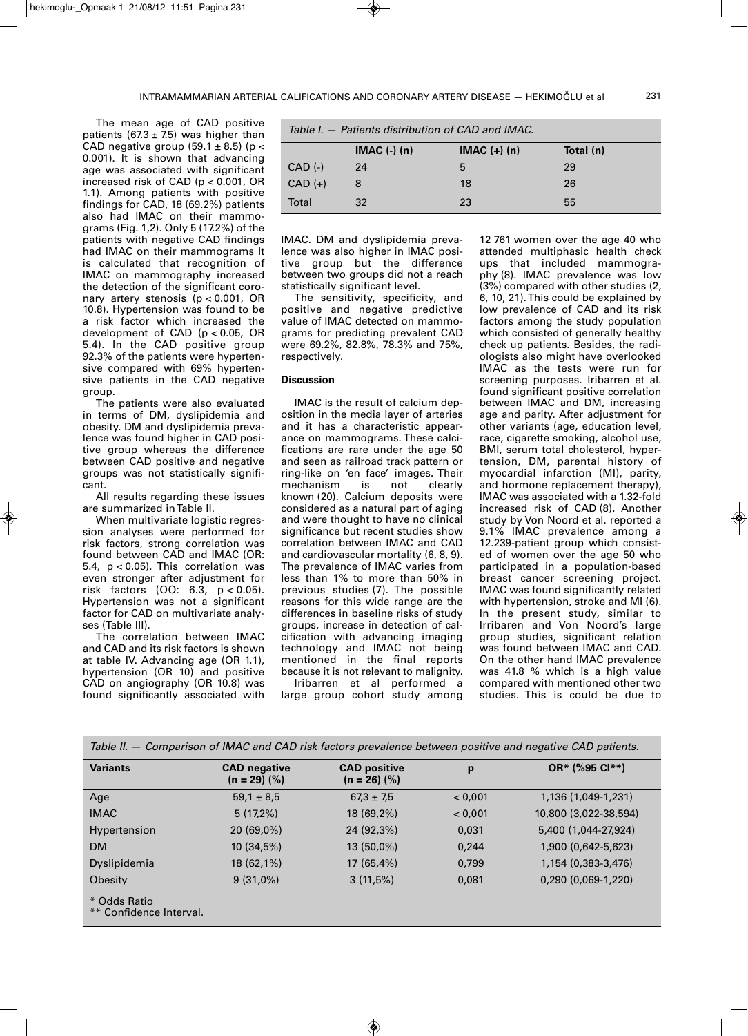The mean age of CAD positive patients (67.3 ± 7.5) was higher than CAD negative group (59.1 ± 8.5) ($p < 0.001$). It is shown that advancing age was associated with significant increased risk of CAD ($p < 0.001$, OR 1.1). Among patients with positive findings for CAD, 18 (69.2%) patients also had IMAC on their mammograms (Fig. 1,2). Only 5 (17.2%) of the patients with negative CAD findings had IMAC on their mammograms It is calculated that recognition of IMAC on mammography increased the detection of the significant coronary artery stenosis ($p < 0.001$, OR 10.8). Hypertension was found to be a risk factor which increased the development of CAD ($p < 0.05$, OR 5.4). In the CAD positive group 92.3% of the patients were hypertensive compared with 69% hypertensive patients in the CAD negative group.

The patients were also evaluated in terms of DM, dyslipidemia and obesity. DM and dyslipidemia prevalence was found higher in CAD positive group whereas the difference between CAD positive and negative groups was not statistically significant.

All results regarding these issues are summarized in Table II.

When multivariate logistic regression analyses were performed for risk factors, strong correlation was found between CAD and IMAC (OR: 5.4, $p < 0.05$). This correlation was even stronger after adjustment for risk factors (OO: 6.3, $p < 0.05$). Hypertension was not a significant factor for CAD on multivariate analyses (Table III).

The correlation between IMAC and CAD and its risk factors is shown at table IV. Advancing age (OR 1.1), hypertension (OR 10) and positive CAD on angiography (OR 10.8) was found significantly associated with IMAC. DM and dyslipidemia prevalence was also higher in IMAC positive group but the difference between two groups did not a reach statistically significant level.

*Table I. — Patients distribution of CAD and IMAC.*

| | IMAC (-) (n) | IMAC (+) (n) | Total (n) |
|---|---|---|---|
| CAD (-) | 24 | 5 | 29 |
| CAD (+) | 8 | 18 | 26 |
| Total | 32 | 23 | 55 |

The sensitivity, specificity, and positive and negative predictive value of IMAC detected on mammograms for predicting prevalent CAD were 69.2%, 82.8%, 78.3% and 75%, respectively.

**Discussion**

IMAC is the result of calcium deposition in the media layer of arteries and it has a characteristic appearance on mammograms. These calcifications are rare under the age 50 and seen as railroad track pattern or ring-like on 'en face' images. Their mechanism is not clearly known (20). Calcium deposits were considered as a natural part of aging and were thought to have no clinical significance but recent studies show correlation between IMAC and CAD and cardiovascular mortality (6, 8, 9). The prevalence of IMAC varies from less than 1% to more than 50% in previous studies (7). The possible reasons for this wide range are the differences in baseline risks of study groups, increase in detection of calcification with advancing imaging technology and IMAC not being mentioned in the final reports because it is not relevant to malignity.

Iribarren et al performed a large group cohort study among 12 761 women over the age 40 who attended multiphasic health check ups that included mammography (8). IMAC prevalence was low (3%) compared with other studies (2, 6, 10, 21). This could be explained by low prevalence of CAD and its risk factors among the study population which consisted of generally healthy check up patients. Besides, the radiologists also might have overlooked IMAC as the tests were run for screening purposes. Iribarren et al. found significant positive correlation between IMAC and DM, increasing age and parity. After adjustment for other variants (age, education level, race, cigarette smoking, alcohol use, BMI, serum total cholesterol, hypertension, DM, parental history of myocardial infarction (MI), parity, and hormone replacement therapy), IMAC was associated with a 1.32-fold increased risk of CAD (8). Another study by Von Noord et al. reported a 9.1% IMAC prevalence among a 12.239-patient group which consisted of women over the age 50 who participated in a population-based breast cancer screening project. IMAC was found significantly related with hypertension, stroke and MI (6). In the present study, similar to Irribaren and Von Noord's large group studies, significant relation was found between IMAC and CAD. On the other hand IMAC prevalence was 41.8 % which is a high value compared with mentioned other two studies. This is could be due to

*Table II. — Comparison of IMAC and CAD risk factors prevalence between positive and negative CAD patients.*

| Variants | CAD negative (n = 29) (%) | CAD positive (n = 26) (%) | p | OR* (%95 CI**) |
|---|---|---|---|---|
| Age | 59,1 ± 8,5 | 67,3 ± 7,5 | < 0,001 | 1,136 (1,049-1,231) |
| IMAC | 5 (17,2%) | 18 (69,2%) | < 0,001 | 10,800 (3,022-38,594) |
| Hypertension | 20 (69,0%) | 24 (92,3%) | 0,031 | 5,400 (1,044-27,924) |
| DM | 10 (34,5%) | 13 (50,0%) | 0,244 | 1,900 (0,642-5,623) |
| Dyslipidemia | 18 (62,1%) | 17 (65,4%) | 0,799 | 1,154 (0,383-3,476) |
| Obesity | 9 (31,0%) | 3 (11,5%) | 0,081 | 0,290 (0,069-1,220) |

\* Odds Ratio
** Confidence Interval.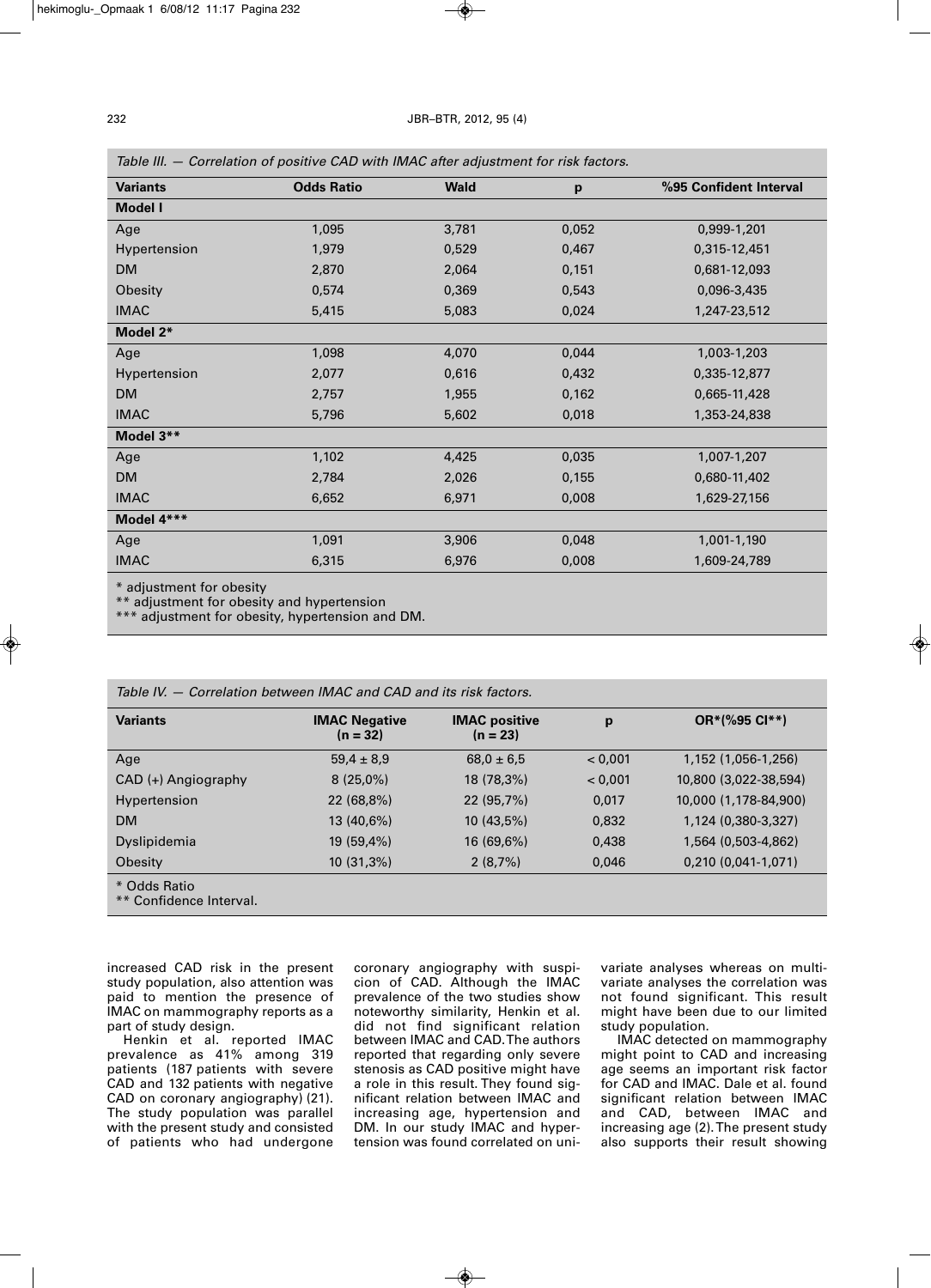*Table III. — Correlation of positive CAD with IMAC after adjustment for risk factors.*

| Variants | Odds Ratio | Wald | p | %95 Confident Interval |
|---|---|---|---|---|
| **Model I** | | | | |
| Age | 1,095 | 3,781 | 0,052 | 0,999-1,201 |
| Hypertension | 1,979 | 0,529 | 0,467 | 0,315-12,451 |
| DM | 2,870 | 2,064 | 0,151 | 0,681-12,093 |
| Obesity | 0,574 | 0,369 | 0,543 | 0,096-3,435 |
| IMAC | 5,415 | 5,083 | 0,024 | 1,247-23,512 |
| **Model 2*** | | | | |
| Age | 1,098 | 4,070 | 0,044 | 1,003-1,203 |
| Hypertension | 2,077 | 0,616 | 0,432 | 0,335-12,877 |
| DM | 2,757 | 1,955 | 0,162 | 0,665-11,428 |
| IMAC | 5,796 | 5,602 | 0,018 | 1,353-24,838 |
| **Model 3**** | | | | |
| Age | 1,102 | 4,425 | 0,035 | 1,007-1,207 |
| DM | 2,784 | 2,026 | 0,155 | 0,680-11,402 |
| IMAC | 6,652 | 6,971 | 0,008 | 1,629-27,156 |
| **Model 4***** | | | | |
| Age | 1,091 | 3,906 | 0,048 | 1,001-1,190 |
| IMAC | 6,315 | 6,976 | 0,008 | 1,609-24,789 |

\* adjustment for obesity
** adjustment for obesity and hypertension
*** adjustment for obesity, hypertension and DM.

*Table IV. — Correlation between IMAC and CAD and its risk factors.*

| Variants | IMAC Negative (n = 32) | IMAC positive (n = 23) | p | OR*(%95 CI**) |
|---|---|---|---|---|
| Age | 59,4 ± 8,9 | 68,0 ± 6,5 | < 0,001 | 1,152 (1,056-1,256) |
| CAD (+) Angiography | 8 (25,0%) | 18 (78,3%) | < 0,001 | 10,800 (3,022-38,594) |
| Hypertension | 22 (68,8%) | 22 (95,7%) | 0,017 | 10,000 (1,178-84,900) |
| DM | 13 (40,6%) | 10 (43,5%) | 0,832 | 1,124 (0,380-3,327) |
| Dyslipidemia | 19 (59,4%) | 16 (69,6%) | 0,438 | 1,564 (0,503-4,862) |
| Obesity | 10 (31,3%) | 2 (8,7%) | 0,046 | 0,210 (0,041-1,071) |

\* Odds Ratio
** Confidence Interval.

increased CAD risk in the present study population, also attention was paid to mention the presence of IMAC on mammography reports as a part of study design.

Henkin et al. reported IMAC prevalence as 41% among 319 patients (187 patients with severe CAD and 132 patients with negative CAD on coronary angiography) (21). The study population was parallel with the present study and consisted of patients who had undergone coronary angiography with suspicion of CAD. Although the IMAC prevalence of the two studies show noteworthy similarity, Henkin et al. did not find significant relation between IMAC and CAD. The authors reported that regarding only severe stenosis as CAD positive might have a role in this result. They found significant relation between IMAC and increasing age, hypertension and DM. In our study IMAC and hypertension was found correlated on univariate analyses whereas on multivariate analyses the correlation was not found significant. This result might have been due to our limited study population.

IMAC detected on mammography might point to CAD and increasing age seems an important risk factor for CAD and IMAC. Dale et al. found significant relation between IMAC and CAD, between IMAC and increasing age (2). The present study also supports their result showing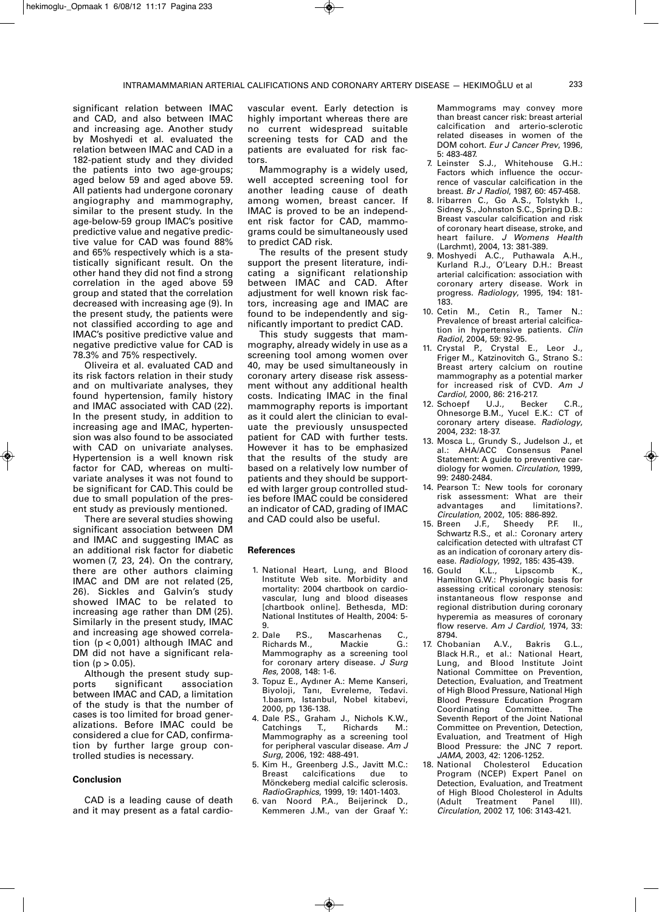significant relation between IMAC and CAD, and also between IMAC and increasing age. Another study by Moshyedi et al. evaluated the relation between IMAC and CAD in a 182-patient study and they divided the patients into two age-groups; aged below 59 and aged above 59. All patients had undergone coronary angiography and mammography, similar to the present study. In the age-below-59 group IMAC's positive predictive value and negative predictive value for CAD was found 88% and 65% respectively which is a statistically significant result. On the other hand they did not find a strong correlation in the aged above 59 group and stated that the correlation decreased with increasing age (9). In the present study, the patients were not classified according to age and IMAC's positive predictive value and negative predictive value for CAD is 78.3% and 75% respectively.

Oliveira et al. evaluated CAD and its risk factors relation in their study and on multivariate analyses, they found hypertension, family history and IMAC associated with CAD (22). In the present study, in addition to increasing age and IMAC, hypertension was also found to be associated with CAD on univariate analyses. Hypertension is a well known risk factor for CAD, whereas on multivariate analyses it was not found to be significant for CAD. This could be due to small population of the present study as previously mentioned.

There are several studies showing significant association between DM and IMAC and suggesting IMAC as an additional risk factor for diabetic women (7, 23, 24). On the contrary, there are other authors claiming IMAC and DM are not related (25, 26). Sickles and Galvin's study showed IMAC to be related to increasing age rather than DM (25). Similarly in the present study, IMAC and increasing age showed correlation ($p < 0,001$) although IMAC and DM did not have a significant relation ($p > 0.05$).

Although the present study supports significant association between IMAC and CAD, a limitation of the study is that the number of cases is too limited for broad generalizations. Before IMAC could be considered a clue for CAD, confirmation by further large group controlled studies is necessary.

## Conclusion

CAD is a leading cause of death and it may present as a fatal cardiovascular event. Early detection is highly important whereas there are no current widespread suitable screening tests for CAD and the patients are evaluated for risk factors.

Mammography is a widely used, well accepted screening tool for another leading cause of death among women, breast cancer. If IMAC is proved to be an independent risk factor for CAD, mammograms could be simultaneously used to predict CAD risk.

The results of the present study support the present literature, indicating a significant relationship between IMAC and CAD. After adjustment for well known risk factors, increasing age and IMAC are found to be independently and significantly important to predict CAD.

This study suggests that mammography, already widely in use as a screening tool among women over 40, may be used simultaneously in coronary artery disease risk assessment without any additional health costs. Indicating IMAC in the final mammography reports is important as it could alert the clinician to evaluate the previously unsuspected patient for CAD with further tests. However it has to be emphasized that the results of the study are based on a relatively low number of patients and they should be supported with larger group controlled studies before IMAC could be considered an indicator of CAD, grading of IMAC and CAD could also be useful.

## References

1. National Heart, Lung, and Blood Institute Web site. Morbidity and mortality: 2004 chartbook on cardiovascular, lung and blood diseases [chartbook online]. Bethesda, MD: National Institutes of Health, 2004: 5-9.
2. Dale P.S., Mascarhenas C., Richards M., Mackie G.: Mammography as a screening tool for coronary artery disease. *J Surg Res*, 2008, 148: 1-6.
3. Topuz E., Aydıner A.: Meme Kanseri, Biyoloji, Tanı, Evreleme, Tedavi. 1.basım, Istanbul, Nobel kitabevi, 2000, pp 136-138.
4. Dale P.S., Graham J., Nichols K.W., Catchings T., Richards M.: Mammography as a screening tool for peripheral vascular disease. *Am J Surg*, 2006, 192: 488-491.
5. Kim H., Greenberg J.S., Javitt M.C.: Breast calcifications due to Mönckeberg medial calcific sclerosis. *RadioGraphics*, 1999, 19: 1401-1403.
6. van Noord P.A., Beijerinck D., Kemmeren J.M., van der Graaf Y.: Mammograms may convey more than breast cancer risk: breast arterial calcification and arterio-sclerotic related diseases in women of the DOM cohort. *Eur J Cancer Prev*, 1996, 5: 483-487.
7. Leinster S.J., Whitehouse G.H.: Factors which influence the occurrence of vascular calcification in the breast. *Br J Radiol*, 1987, 60: 457-458.
8. Iribarren C., Go A.S., Tolstykh I., Sidney S., Johnston S.C., Spring D.B.: Breast vascular calcification and risk of coronary heart disease, stroke, and heart failure. *J Womens Health* (Larchmt), 2004, 13: 381-389.
9. Moshyedi A.C., Puthawala A.H., Kurland R.J., O'Leary D.H.: Breast arterial calcification: association with coronary artery disease. Work in progress. *Radiology*, 1995, 194: 181-183.
10. Cetin M., Cetin R., Tamer N.: Prevalence of breast arterial calcification in hypertensive patients. *Clin Radiol*, 2004, 59: 92-95.
11. Crystal P., Crystal E., Leor J., Friger M., Katzinovitch G., Strano S.: Breast artery calcium on routine mammography as a potential marker for increased risk of CVD. *Am J Cardiol*, 2000, 86: 216-217.
12. Schoepf U.J., Becker C.R., Ohnesorge B.M., Yucel E.K.: CT of coronary artery disease. *Radiology*, 2004, 232: 18-37.
13. Mosca L., Grundy S., Judelson J., et al.: AHA/ACC Consensus Panel Statement: A guide to preventive cardiology for women. *Circulation*, 1999, 99: 2480-2484.
14. Pearson T.: New tools for coronary risk assessment: What are their advantages and limitations?. *Circulation*, 2002, 105: 886-892.
15. Breen J.F., Sheedy P.F. II., Schwartz R.S., et al.: Coronary artery calcification detected with ultrafast CT as an indication of coronary artery disease. *Radiology*, 1992, 185: 435-439.
16. Gould K.L., Lipscomb K., Hamilton G.W.: Physiologic basis for assessing critical coronary stenosis: instantaneous flow response and regional distribution during coronary hyperemia as measures of coronary flow reserve. *Am J Cardiol*, 1974, 33: 8794.
17. Chobanian A.V., Bakris G.L., Black H.R., et al.: National Heart, Lung, and Blood Institute Joint National Committee on Prevention, Detection, Evaluation, and Treatment of High Blood Pressure, National High Blood Pressure Education Program Coordinating Committee. The Seventh Report of the Joint National Committee on Prevention, Detection, Evaluation, and Treatment of High Blood Pressure: the JNC 7 report. *JAMA*, 2003, 42: 1206-1252.
18. National Cholesterol Education Program (NCEP) Expert Panel on Detection, Evaluation, and Treatment of High Blood Cholesterol in Adults (Adult Treatment Panel III). *Circulation*, 2002 17, 106: 3143-421.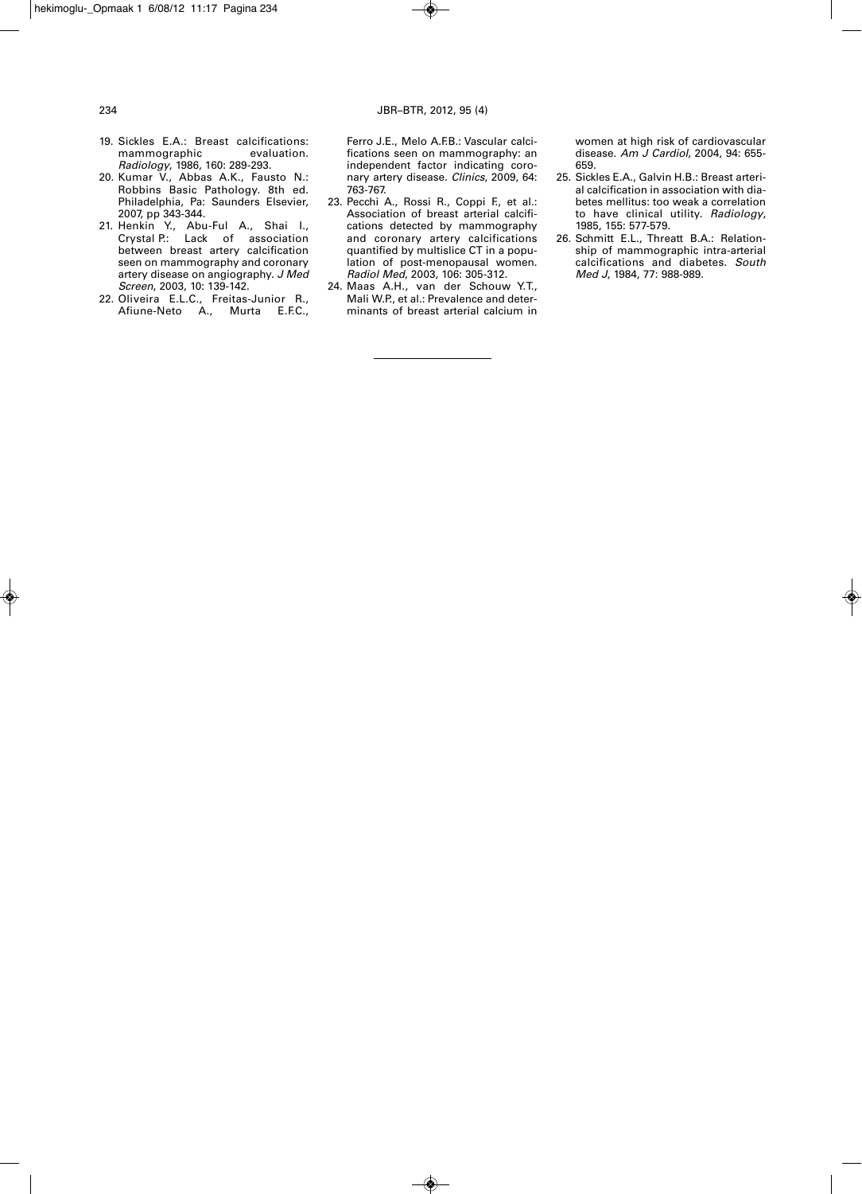19. Sickles E.A.: Breast calcifications: mammographic evaluation. *Radiology*, 1986, 160: 289-293.
20. Kumar V., Abbas A.K., Fausto N.: Robbins Basic Pathology. 8th ed. Philadelphia, Pa: Saunders Elsevier, 2007, pp 343-344.
21. Henkin Y., Abu-Ful A., Shai I., Crystal P.: Lack of association between breast artery calcification seen on mammography and coronary artery disease on angiography. *J Med Screen*, 2003, 10: 139-142.
22. Oliveira E.L.C., Freitas-Junior R., Afiune-Neto A., Murta E.F.C., Ferro J.E., Melo A.F.B.: Vascular calcifications seen on mammography: an independent factor indicating coronary artery disease. *Clinics*, 2009, 64: 763-767.
23. Pecchi A., Rossi R., Coppi F., et al.: Association of breast arterial calcifications detected by mammography and coronary artery calcifications quantified by multislice CT in a population of post-menopausal women. *Radiol Med*, 2003, 106: 305-312.
24. Maas A.H., van der Schouw Y.T., Mali W.P., et al.: Prevalence and determinants of breast arterial calcium in women at high risk of cardiovascular disease. *Am J Cardiol*, 2004, 94: 655-659.
25. Sickles E.A., Galvin H.B.: Breast arterial calcification in association with diabetes mellitus: too weak a correlation to have clinical utility. *Radiology*, 1985, 155: 577-579.
26. Schmitt E.L., Threatt B.A.: Relationship of mammographic intra-arterial calcifications and diabetes. *South Med J*, 1984, 77: 988-989.